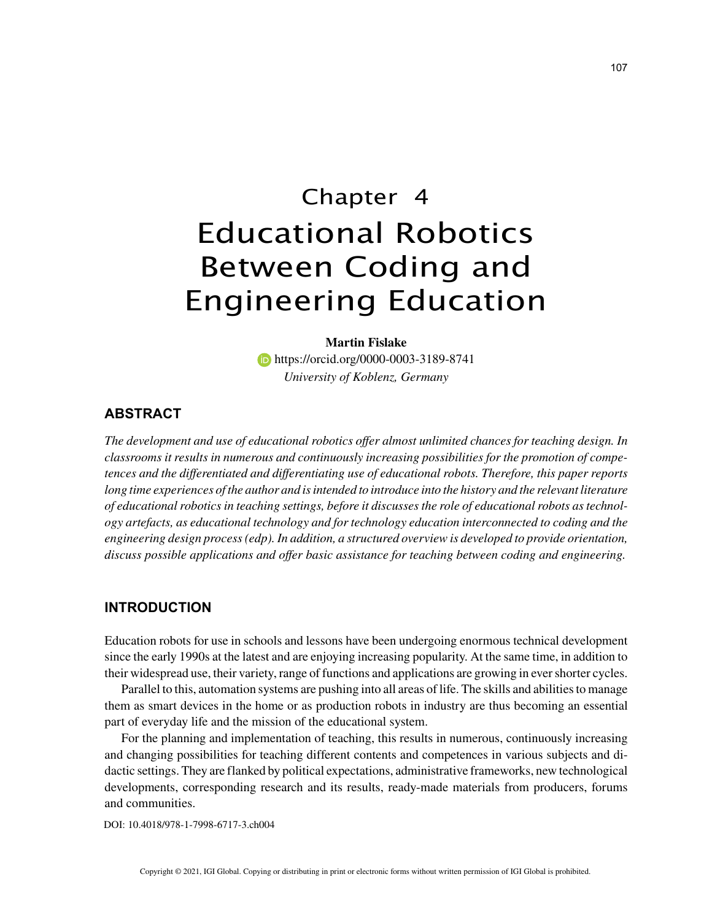# Chapter 4
# Educational Robotics Between Coding and Engineering Education

**Martin Fislake**
https://orcid.org/0000-0003-3189-8741
*University of Koblenz, Germany*

## ABSTRACT

*The development and use of educational robotics offer almost unlimited chances for teaching design. In classrooms it results in numerous and continuously increasing possibilities for the promotion of competences and the differentiated and differentiating use of educational robots. Therefore, this paper reports long time experiences of the author and is intended to introduce into the history and the relevant literature of educational robotics in teaching settings, before it discusses the role of educational robots as technology artefacts, as educational technology and for technology education interconnected to coding and the engineering design process (edp). In addition, a structured overview is developed to provide orientation, discuss possible applications and offer basic assistance for teaching between coding and engineering.*

## INTRODUCTION

Education robots for use in schools and lessons have been undergoing enormous technical development since the early 1990s at the latest and are enjoying increasing popularity. At the same time, in addition to their widespread use, their variety, range of functions and applications are growing in ever shorter cycles.

Parallel to this, automation systems are pushing into all areas of life. The skills and abilities to manage them as smart devices in the home or as production robots in industry are thus becoming an essential part of everyday life and the mission of the educational system.

For the planning and implementation of teaching, this results in numerous, continuously increasing and changing possibilities for teaching different contents and competences in various subjects and didactic settings. They are flanked by political expectations, administrative frameworks, new technological developments, corresponding research and its results, ready-made materials from producers, forums and communities.

DOI: 10.4018/978-1-7998-6717-3.ch004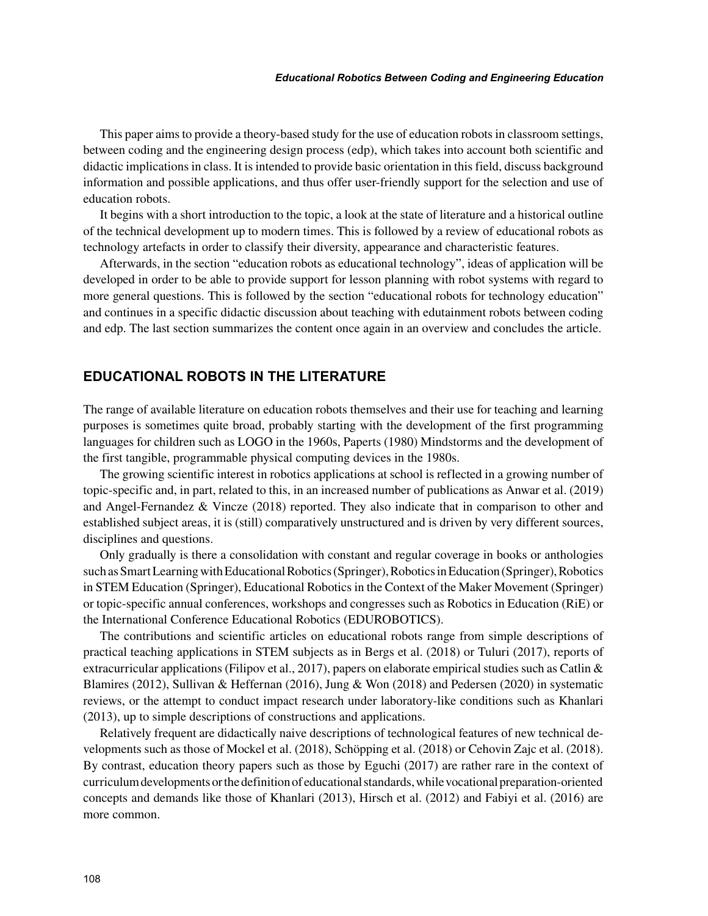This paper aims to provide a theory-based study for the use of education robots in classroom settings, between coding and the engineering design process (edp), which takes into account both scientific and didactic implications in class. It is intended to provide basic orientation in this field, discuss background information and possible applications, and thus offer user-friendly support for the selection and use of education robots.

It begins with a short introduction to the topic, a look at the state of literature and a historical outline of the technical development up to modern times. This is followed by a review of educational robots as technology artefacts in order to classify their diversity, appearance and characteristic features.

Afterwards, in the section "education robots as educational technology", ideas of application will be developed in order to be able to provide support for lesson planning with robot systems with regard to more general questions. This is followed by the section "educational robots for technology education" and continues in a specific didactic discussion about teaching with edutainment robots between coding and edp. The last section summarizes the content once again in an overview and concludes the article.

## EDUCATIONAL ROBOTS IN THE LITERATURE

The range of available literature on education robots themselves and their use for teaching and learning purposes is sometimes quite broad, probably starting with the development of the first programming languages for children such as LOGO in the 1960s, Paperts (1980) Mindstorms and the development of the first tangible, programmable physical computing devices in the 1980s.

The growing scientific interest in robotics applications at school is reflected in a growing number of topic-specific and, in part, related to this, in an increased number of publications as Anwar et al. (2019) and Angel-Fernandez & Vincze (2018) reported. They also indicate that in comparison to other and established subject areas, it is (still) comparatively unstructured and is driven by very different sources, disciplines and questions.

Only gradually is there a consolidation with constant and regular coverage in books or anthologies such as Smart Learning with Educational Robotics (Springer), Robotics in Education (Springer), Robotics in STEM Education (Springer), Educational Robotics in the Context of the Maker Movement (Springer) or topic-specific annual conferences, workshops and congresses such as Robotics in Education (RiE) or the International Conference Educational Robotics (EDUROBOTICS).

The contributions and scientific articles on educational robots range from simple descriptions of practical teaching applications in STEM subjects as in Bergs et al. (2018) or Tuluri (2017), reports of extracurricular applications (Filipov et al., 2017), papers on elaborate empirical studies such as Catlin & Blamires (2012), Sullivan & Heffernan (2016), Jung & Won (2018) and Pedersen (2020) in systematic reviews, or the attempt to conduct impact research under laboratory-like conditions such as Khanlari (2013), up to simple descriptions of constructions and applications.

Relatively frequent are didactically naive descriptions of technological features of new technical developments such as those of Mockel et al. (2018), Schöpping et al. (2018) or Cehovin Zajc et al. (2018). By contrast, education theory papers such as those by Eguchi (2017) are rather rare in the context of curriculum developments or the definition of educational standards, while vocational preparation-oriented concepts and demands like those of Khanlari (2013), Hirsch et al. (2012) and Fabiyi et al. (2016) are more common.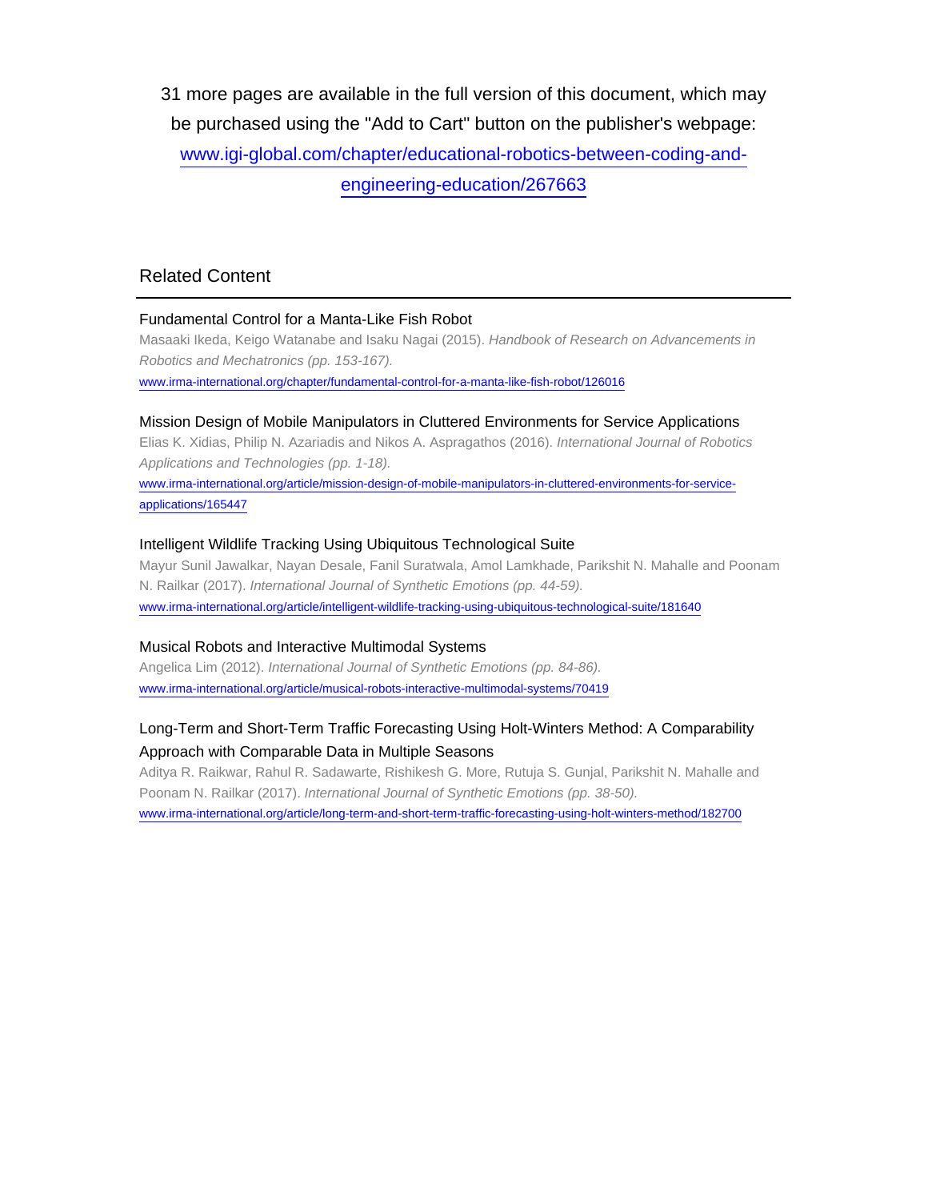31 more pages are available in the full version of this document, which may be purchased using the "Add to Cart" button on the publisher's webpage: [www.igi-global.com/chapter/educational-robotics-between-coding-and-engineering-education/267663](http://www.igi-global.com/chapter/educational-robotics-between-coding-and-engineering-education/267663)

## Related Content

### Fundamental Control for a Manta-Like Fish Robot

Masaaki Ikeda, Keigo Watanabe and Isaku Nagai (2015). *Handbook of Research on Advancements in Robotics and Mechatronics (pp. 153-167).*

[www.irma-international.org/chapter/fundamental-control-for-a-manta-like-fish-robot/126016](http://www.irma-international.org/chapter/fundamental-control-for-a-manta-like-fish-robot/126016)

### Mission Design of Mobile Manipulators in Cluttered Environments for Service Applications

Elias K. Xidias, Philip N. Azariadis and Nikos A. Aspragathos (2016). *International Journal of Robotics Applications and Technologies (pp. 1-18).*

[www.irma-international.org/article/mission-design-of-mobile-manipulators-in-cluttered-environments-for-service-applications/165447](http://www.irma-international.org/article/mission-design-of-mobile-manipulators-in-cluttered-environments-for-service-applications/165447)

### Intelligent Wildlife Tracking Using Ubiquitous Technological Suite

Mayur Sunil Jawalkar, Nayan Desale, Fanil Suratwala, Amol Lamkhade, Parikshit N. Mahalle and Poonam N. Railkar (2017). *International Journal of Synthetic Emotions (pp. 44-59).*

[www.irma-international.org/article/intelligent-wildlife-tracking-using-ubiquitous-technological-suite/181640](http://www.irma-international.org/article/intelligent-wildlife-tracking-using-ubiquitous-technological-suite/181640)

### Musical Robots and Interactive Multimodal Systems

Angelica Lim (2012). *International Journal of Synthetic Emotions (pp. 84-86).*

[www.irma-international.org/article/musical-robots-interactive-multimodal-systems/70419](http://www.irma-international.org/article/musical-robots-interactive-multimodal-systems/70419)

### Long-Term and Short-Term Traffic Forecasting Using Holt-Winters Method: A Comparability Approach with Comparable Data in Multiple Seasons

Aditya R. Raikwar, Rahul R. Sadawarte, Rishikesh G. More, Rutuja S. Gunjal, Parikshit N. Mahalle and Poonam N. Railkar (2017). *International Journal of Synthetic Emotions (pp. 38-50).*

[www.irma-international.org/article/long-term-and-short-term-traffic-forecasting-using-holt-winters-method/182700](http://www.irma-international.org/article/long-term-and-short-term-traffic-forecasting-using-holt-winters-method/182700)